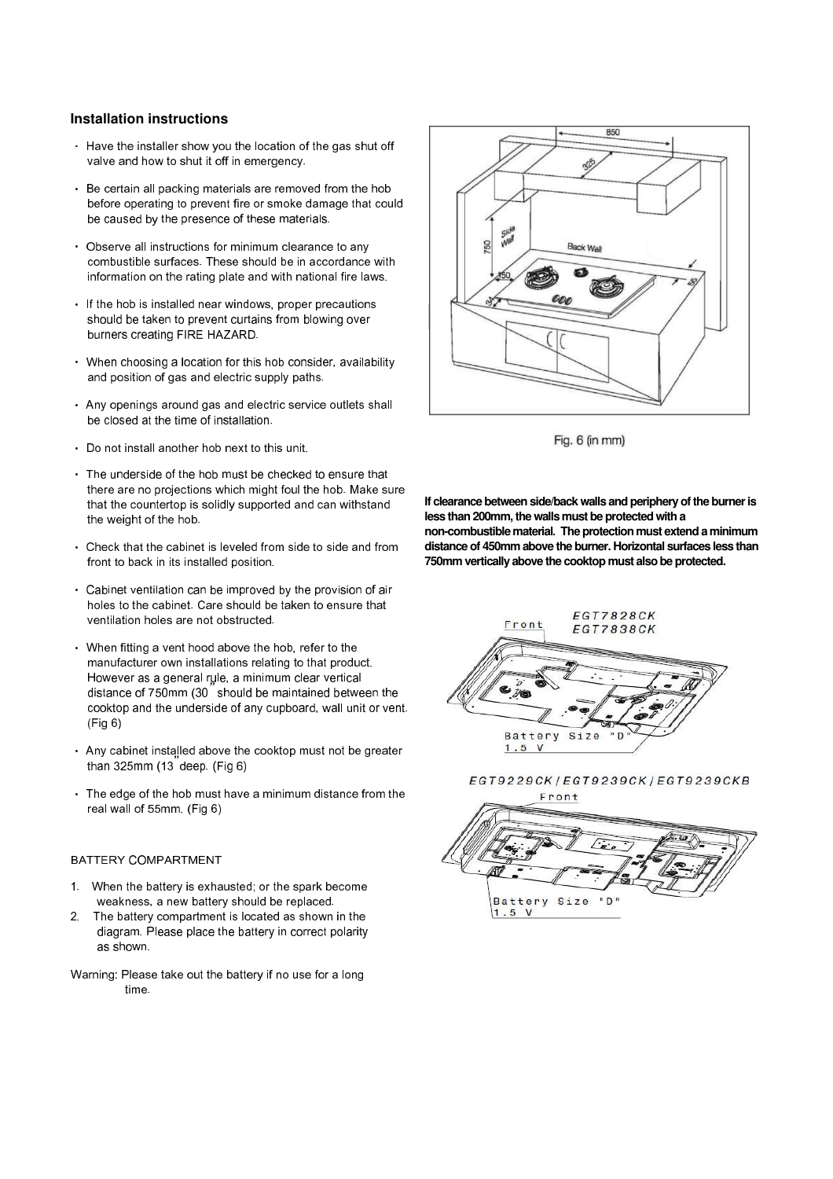## Installation instructions

- Have the installer show you the location of the gas shut off valve and how to shut it off in emergency.
- Be certain all packing materials are removed from the hob before operating to prevent fire or smoke damage that could be caused by the presence of these materials.
- Observe all instructions for minimum clearance to any combustible surfaces. These should be in accordance with information on the rating plate and with national fire laws.
- If the hob is installed near windows, proper precautions should be taken to prevent curtains from blowing over burners creating FIRE HAZARD.
- When choosing a location for this hob consider, availability and position of gas and electric supply paths.
- Any openings around gas and electric service outlets shall be closed at the time of installation.
- Do not install another hob next to this unit.
- The underside of the hob must be checked to ensure that there are no projections which might foul the hob. Make sure that the countertop is solidly supported and can withstand the weight of the hob.
- Check that the cabinet is leveled from side to side and from front to back in its installed position.
- Cabinet ventilation can be improved by the provision of air holes to the cabinet. Care should be taken to ensure that ventilation holes are not obstructed.
- When fitting a vent hood above the hob, refer to the manufacturer own installations relating to that product. However as a general rule, a minimum clear vertical distance of 750mm (30" should be maintained between the cooktop and the underside of any cupboard, wall unit or vent. (Fig 6)
- Any cabinet installed above the cooktop must not be greater than 325mm (13" deep. (Fig 6)
- The edge of the hob must have a minimum distance from the real wall of 55mm. (Fig 6)

BATTERY COMPARTMENT

1. When the battery is exhausted; or the spark become weakness, a new battery should be replaced.
2. The battery compartment is located as shown in the diagram. Please place the battery in correct polarity as shown.

Warning: Please take out the battery if no use for a long time.

850 325 Side Wall 750 Back Wall 150 34 55

Fig. 6 (in mm)

**If clearance between side/back walls and periphery of the burner is less than 200mm, the walls must be protected with a non-combustible material. The protection must extend a minimum distance of 450mm above the burner. Horizontal surfaces less than 750mm vertically above the cooktop must also be protected.**

Front EGT7828CK EGT7838CK

Battery Size "D" 1.5 V

EGT9229CK/EGT9239CK/EGT9239CKB

Front

Battery Size "D" 1.5 V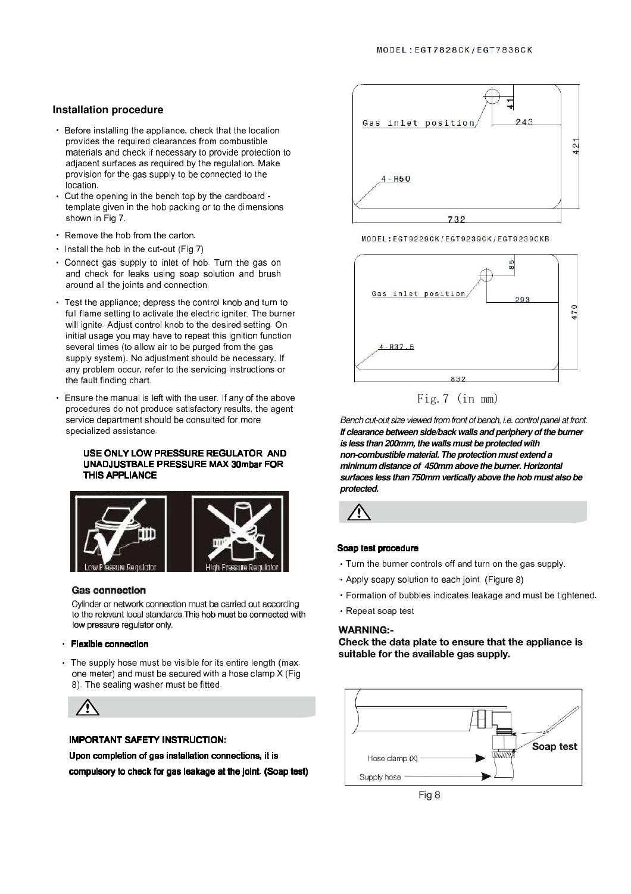## Installation procedure

- Before installing the appliance, check that the location provides the required clearances from combustible materials and check if necessary to provide protection to adjacent surfaces as required by the regulation. Make provision for the gas supply to be connected to the location.
- Cut the opening in the bench top by the cardboard - template given in the hob packing or to the dimensions shown in Fig 7.
- Remove the hob from the carton.
- Install the hob in the cut-out (Fig 7)
- Connect gas supply to inlet of hob. Turn the gas on and check for leaks using soap solution and brush around all the joints and connection.
- Test the appliance; depress the control knob and turn to full flame setting to activate the electric igniter. The burner will ignite. Adjust control knob to the desired setting. On initial usage you may have to repeat this ignition function several times (to allow air to be purged from the gas supply system). No adjustment should be necessary. If any problem occur, refer to the servicing instructions or the fault finding chart.
- Ensure the manual is left with the user. If any of the above procedures do not produce satisfactory results, the agent service department should be consulted for more specialized assistance.

**USE ONLY LOW PRESSURE REGULATOR AND UNADJUSTBALE PRESSURE MAX 30mbar FOR THIS APPLIANCE**

Low Pressure Regulator

High Pressure Regulator

### Gas connection

Cylinder or network connection must be carried out according to the relevant local standards.**This hob must be connected with low pressure regulator only.**

- **Flexible connection**
- The supply hose must be visible for its entire length (max. one meter) and must be secured with a hose clamp X (Fig 8). The sealing washer must be fitted.

⚠

**IMPORTANT SAFETY INSTRUCTION:**

**Upon completion of gas installation connections, it is compulsory to check for gas leakage at the joint. (Soap test)**

MODEL: EGT7828CK/EGT7838CK

Gas inlet position

41

243

421

4-R50

732

MODEL: EGT9229CK/EGT9239CK/EGT9239CKB

85

Gas inlet position

293

470

4-R37.5

832

Fig.7 (in mm)

*Bench cut-out size viewed from front of bench, i.e. control panel at front.*
***If clearance between side/back walls and periphery of the burner is less than 200mm, the walls must be protected with non-combustible material. The protection must extend a minimum distance of 450mm above the burner. Horizontal surfaces less than 750mm vertically above the hob must also be protected.***

⚠

**Soap test procedure**

- Turn the burner controls off and turn on the gas supply.
- Apply soapy solution to each joint. (Figure 8)
- Formation of bubbles indicates leakage and must be tightened.
- Repeat soap test

**WARNING:-**
**Check the data plate to ensure that the appliance is suitable for the available gas supply.**

Soap test

Hose clamp (X)

Supply hose

Fig 8